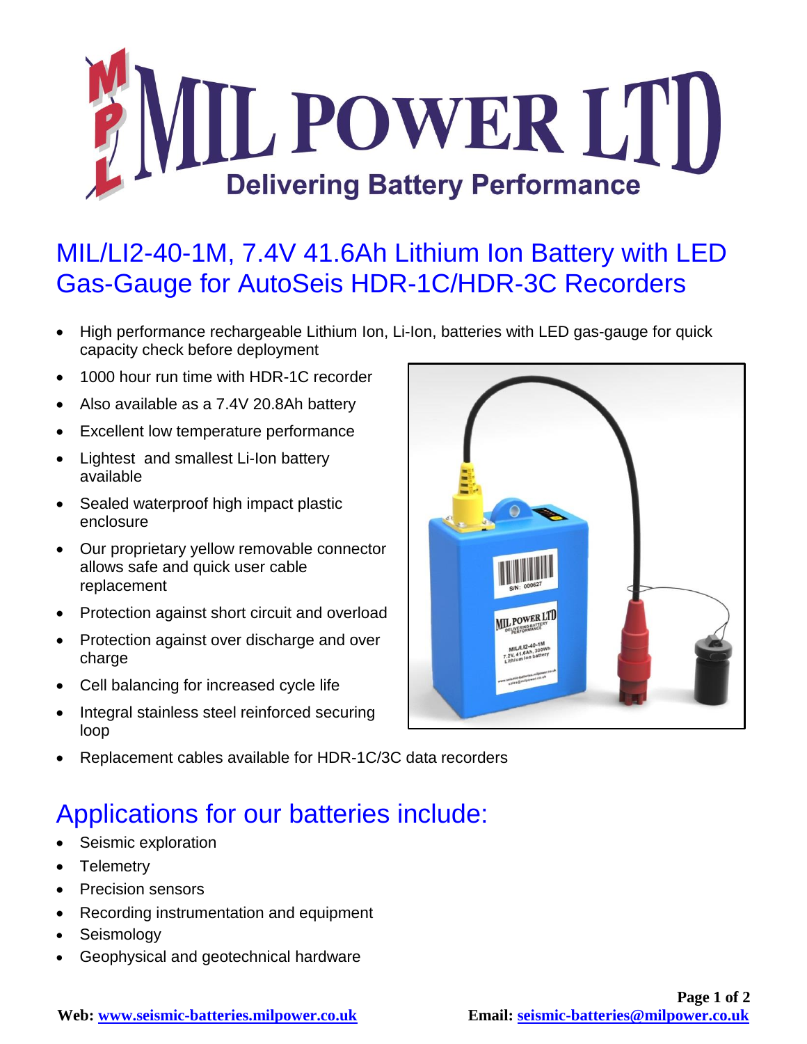# MIL POWER LTD

Delivering Battery Performance

## MIL/LI2-40-1M, 7.4V 41.6Ah Lithium Ion Battery with LED Gas-Gauge for AutoSeis HDR-1C/HDR-3C Recorders

- High performance rechargeable Lithium Ion, Li-Ion, batteries with LED gas-gauge for quick capacity check before deployment
- 1000 hour run time with HDR-1C recorder
- Also available as a 7.4V 20.8Ah battery
- Excellent low temperature performance
- Lightest and smallest Li-Ion battery available
- Sealed waterproof high impact plastic enclosure
- Our proprietary yellow removable connector allows safe and quick user cable replacement
- Protection against short circuit and overload
- Protection against over discharge and over charge
- Cell balancing for increased cycle life
- Integral stainless steel reinforced securing loop
- Replacement cables available for HDR-1C/3C data recorders

## Applications for our batteries include:

- Seismic exploration
- Telemetry
- Precision sensors
- Recording instrumentation and equipment
- Seismology
- Geophysical and geotechnical hardware

**Web: www.seismic-batteries.milpower.co.uk** **Email: seismic-batteries@milpower.co.uk**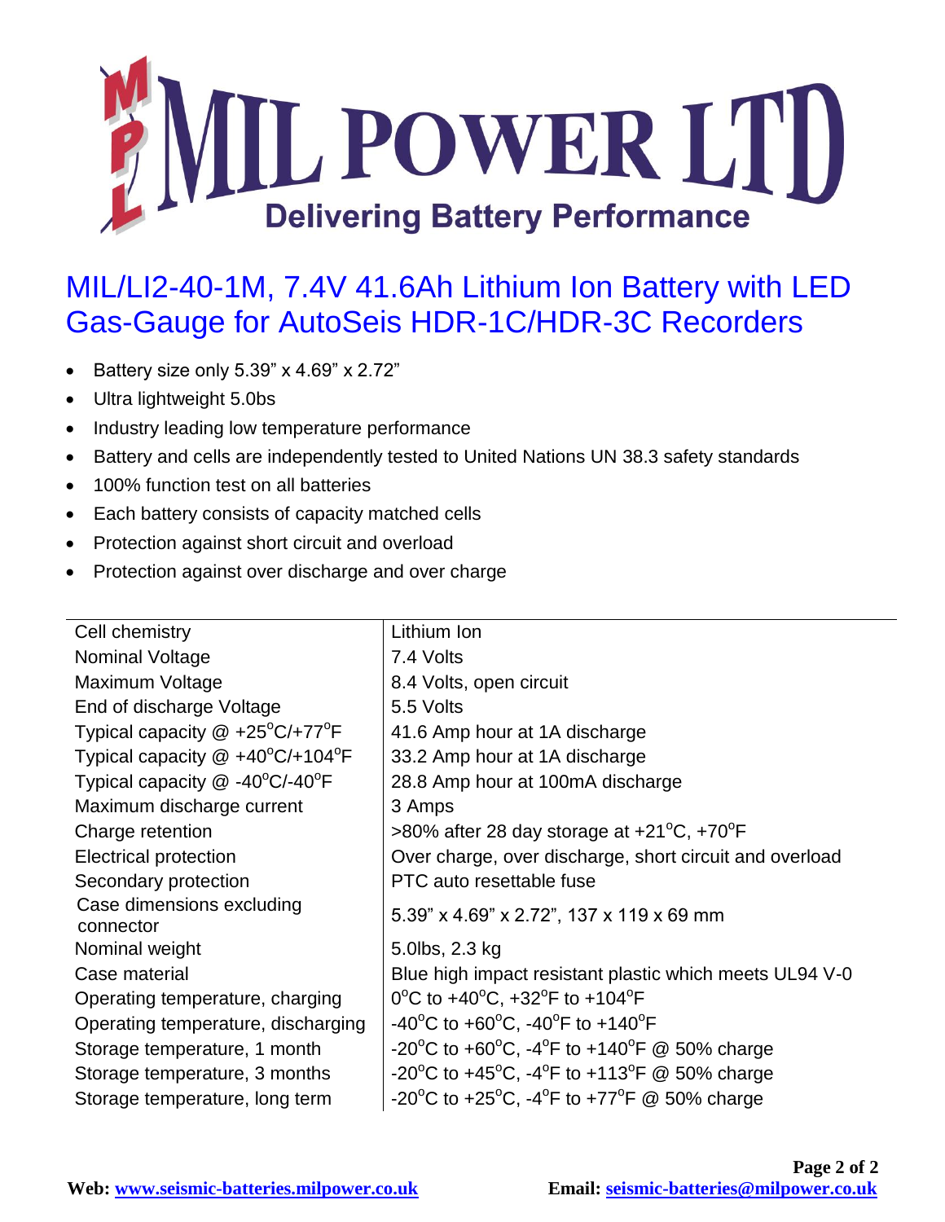# MIL POWER LTD

**Delivering Battery Performance**

## MIL/LI2-40-1M, 7.4V 41.6Ah Lithium Ion Battery with LED Gas-Gauge for AutoSeis HDR-1C/HDR-3C Recorders

- Battery size only 5.39" x 4.69" x 2.72"
- Ultra lightweight 5.0bs
- Industry leading low temperature performance
- Battery and cells are independently tested to United Nations UN 38.3 safety standards
- 100% function test on all batteries
- Each battery consists of capacity matched cells
- Protection against short circuit and overload
- Protection against over discharge and over charge

| | |
|---|---|
| Cell chemistry | Lithium Ion |
| Nominal Voltage | 7.4 Volts |
| Maximum Voltage | 8.4 Volts, open circuit |
| End of discharge Voltage | 5.5 Volts |
| Typical capacity @ +25°C/+77°F | 41.6 Amp hour at 1A discharge |
| Typical capacity @ +40°C/+104°F | 33.2 Amp hour at 1A discharge |
| Typical capacity @ -40°C/-40°F | 28.8 Amp hour at 100mA discharge |
| Maximum discharge current | 3 Amps |
| Charge retention | >80% after 28 day storage at +21°C, +70°F |
| Electrical protection | Over charge, over discharge, short circuit and overload |
| Secondary protection | PTC auto resettable fuse |
| Case dimensions excluding connector | 5.39" x 4.69" x 2.72", 137 x 119 x 69 mm |
| Nominal weight | 5.0lbs, 2.3 kg |
| Case material | Blue high impact resistant plastic which meets UL94 V-0 |
| Operating temperature, charging | 0°C to +40°C, +32°F to +104°F |
| Operating temperature, discharging | -40°C to +60°C, -40°F to +140°F |
| Storage temperature, 1 month | -20°C to +60°C, -4°F to +140°F @ 50% charge |
| Storage temperature, 3 months | -20°C to +45°C, -4°F to +113°F @ 50% charge |
| Storage temperature, long term | -20°C to +25°C, -4°F to +77°F @ 50% charge |

**Web:** www.seismic-batteries.milpower.co.uk **Email:** seismic-batteries@milpower.co.uk